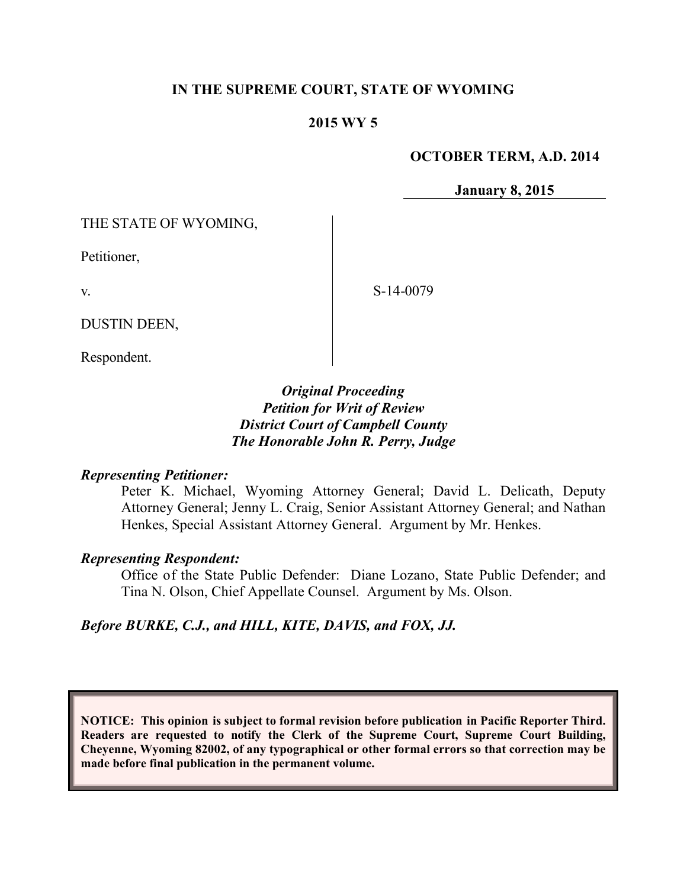**IN THE SUPREME COURT, STATE OF WYOMING**

**2015 WY 5**

**OCTOBER TERM, A.D. 2014**

**January 8, 2015**

THE STATE OF WYOMING,

Petitioner,

v.

DUSTIN DEEN,

Respondent.

S-14-0079

***Original Proceeding***
***Petition for Writ of Review***
***District Court of Campbell County***
***The Honorable John R. Perry, Judge***

***Representing Petitioner:***

Peter K. Michael, Wyoming Attorney General; David L. Delicath, Deputy Attorney General; Jenny L. Craig, Senior Assistant Attorney General; and Nathan Henkes, Special Assistant Attorney General. Argument by Mr. Henkes.

***Representing Respondent:***

Office of the State Public Defender: Diane Lozano, State Public Defender; and Tina N. Olson, Chief Appellate Counsel. Argument by Ms. Olson.

***Before BURKE, C.J., and HILL, KITE, DAVIS, and FOX, JJ.***

**NOTICE: This opinion is subject to formal revision before publication in Pacific Reporter Third. Readers are requested to notify the Clerk of the Supreme Court, Supreme Court Building, Cheyenne, Wyoming 82002, of any typographical or other formal errors so that correction may be made before final publication in the permanent volume.**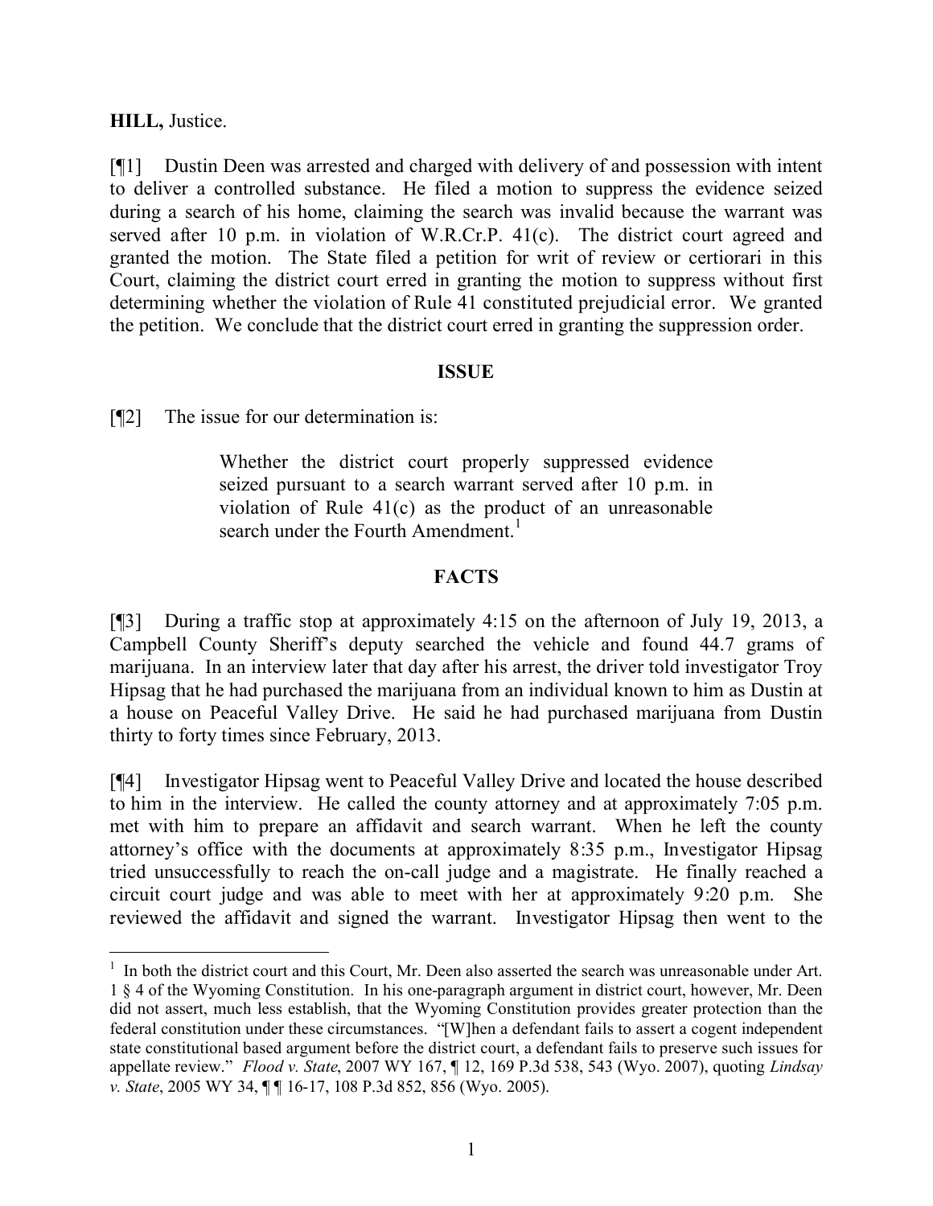**HILL,** Justice.

[¶1] Dustin Deen was arrested and charged with delivery of and possession with intent to deliver a controlled substance. He filed a motion to suppress the evidence seized during a search of his home, claiming the search was invalid because the warrant was served after 10 p.m. in violation of W.R.Cr.P. 41(c). The district court agreed and granted the motion. The State filed a petition for writ of review or certiorari in this Court, claiming the district court erred in granting the motion to suppress without first determining whether the violation of Rule 41 constituted prejudicial error. We granted the petition. We conclude that the district court erred in granting the suppression order.

## ISSUE

[¶2] The issue for our determination is:

> Whether the district court properly suppressed evidence seized pursuant to a search warrant served after 10 p.m. in violation of Rule 41(c) as the product of an unreasonable search under the Fourth Amendment.[1]

## FACTS

[¶3] During a traffic stop at approximately 4:15 on the afternoon of July 19, 2013, a Campbell County Sheriff's deputy searched the vehicle and found 44.7 grams of marijuana. In an interview later that day after his arrest, the driver told investigator Troy Hipsag that he had purchased the marijuana from an individual known to him as Dustin at a house on Peaceful Valley Drive. He said he had purchased marijuana from Dustin thirty to forty times since February, 2013.

[¶4] Investigator Hipsag went to Peaceful Valley Drive and located the house described to him in the interview. He called the county attorney and at approximately 7:05 p.m. met with him to prepare an affidavit and search warrant. When he left the county attorney's office with the documents at approximately 8:35 p.m., Investigator Hipsag tried unsuccessfully to reach the on-call judge and a magistrate. He finally reached a circuit court judge and was able to meet with her at approximately 9:20 p.m. She reviewed the affidavit and signed the warrant. Investigator Hipsag then went to the

---

[1] In both the district court and this Court, Mr. Deen also asserted the search was unreasonable under Art. 1 § 4 of the Wyoming Constitution. In his one-paragraph argument in district court, however, Mr. Deen did not assert, much less establish, that the Wyoming Constitution provides greater protection than the federal constitution under these circumstances. "[W]hen a defendant fails to assert a cogent independent state constitutional based argument before the district court, a defendant fails to preserve such issues for appellate review." *Flood v. State*, 2007 WY 167, ¶ 12, 169 P.3d 538, 543 (Wyo. 2007), quoting *Lindsay v. State*, 2005 WY 34, ¶ ¶ 16-17, 108 P.3d 852, 856 (Wyo. 2005).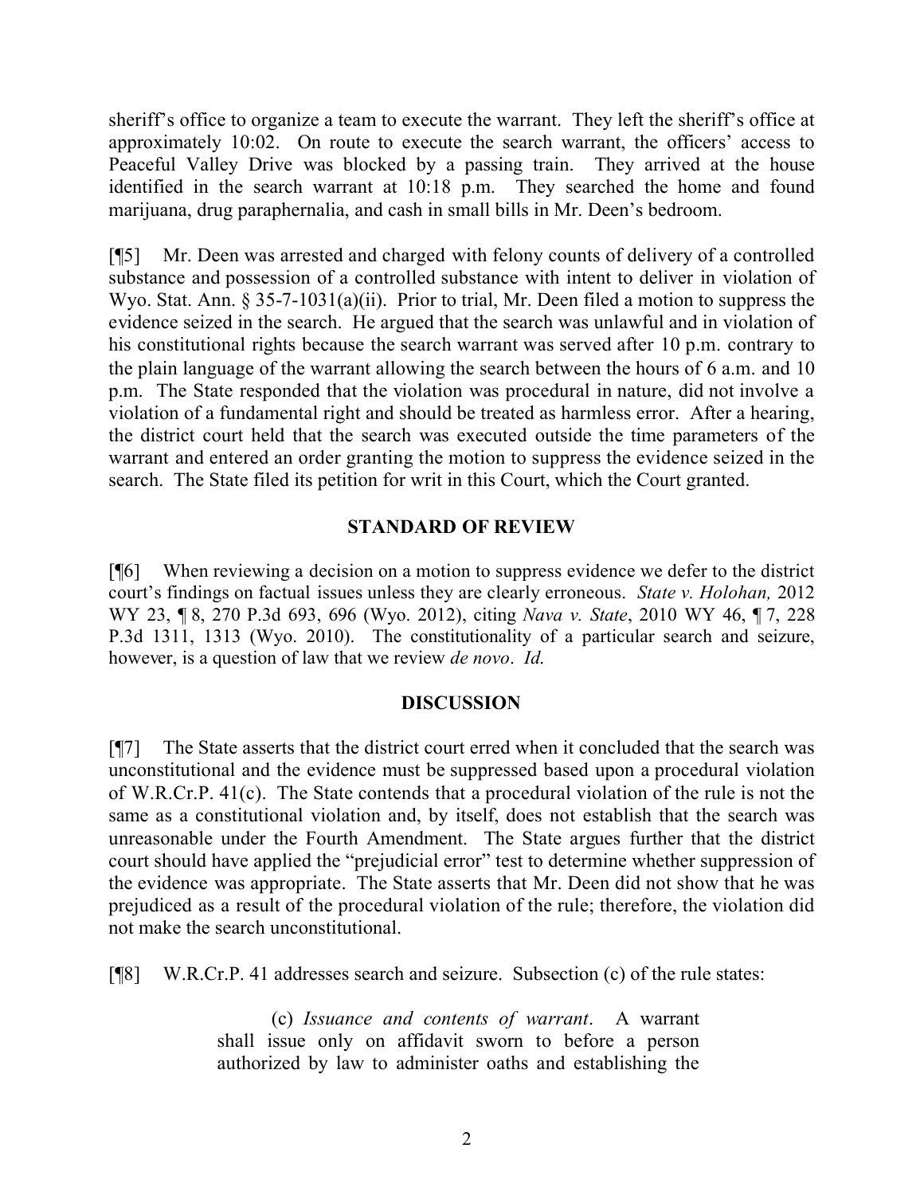sheriff's office to organize a team to execute the warrant. They left the sheriff's office at approximately 10:02. On route to execute the search warrant, the officers' access to Peaceful Valley Drive was blocked by a passing train. They arrived at the house identified in the search warrant at 10:18 p.m. They searched the home and found marijuana, drug paraphernalia, and cash in small bills in Mr. Deen's bedroom.

[¶5] Mr. Deen was arrested and charged with felony counts of delivery of a controlled substance and possession of a controlled substance with intent to deliver in violation of Wyo. Stat. Ann. § 35-7-1031(a)(ii). Prior to trial, Mr. Deen filed a motion to suppress the evidence seized in the search. He argued that the search was unlawful and in violation of his constitutional rights because the search warrant was served after 10 p.m. contrary to the plain language of the warrant allowing the search between the hours of 6 a.m. and 10 p.m. The State responded that the violation was procedural in nature, did not involve a violation of a fundamental right and should be treated as harmless error. After a hearing, the district court held that the search was executed outside the time parameters of the warrant and entered an order granting the motion to suppress the evidence seized in the search. The State filed its petition for writ in this Court, which the Court granted.

## STANDARD OF REVIEW

[¶6] When reviewing a decision on a motion to suppress evidence we defer to the district court's findings on factual issues unless they are clearly erroneous. *State v. Holohan,* 2012 WY 23, ¶ 8, 270 P.3d 693, 696 (Wyo. 2012), citing *Nava v. State*, 2010 WY 46, ¶ 7, 228 P.3d 1311, 1313 (Wyo. 2010). The constitutionality of a particular search and seizure, however, is a question of law that we review *de novo*. *Id.*

## DISCUSSION

[¶7] The State asserts that the district court erred when it concluded that the search was unconstitutional and the evidence must be suppressed based upon a procedural violation of W.R.Cr.P. 41(c). The State contends that a procedural violation of the rule is not the same as a constitutional violation and, by itself, does not establish that the search was unreasonable under the Fourth Amendment. The State argues further that the district court should have applied the "prejudicial error" test to determine whether suppression of the evidence was appropriate. The State asserts that Mr. Deen did not show that he was prejudiced as a result of the procedural violation of the rule; therefore, the violation did not make the search unconstitutional.

[¶8] W.R.Cr.P. 41 addresses search and seizure. Subsection (c) of the rule states:

> (c) *Issuance and contents of warrant*. A warrant shall issue only on affidavit sworn to before a person authorized by law to administer oaths and establishing the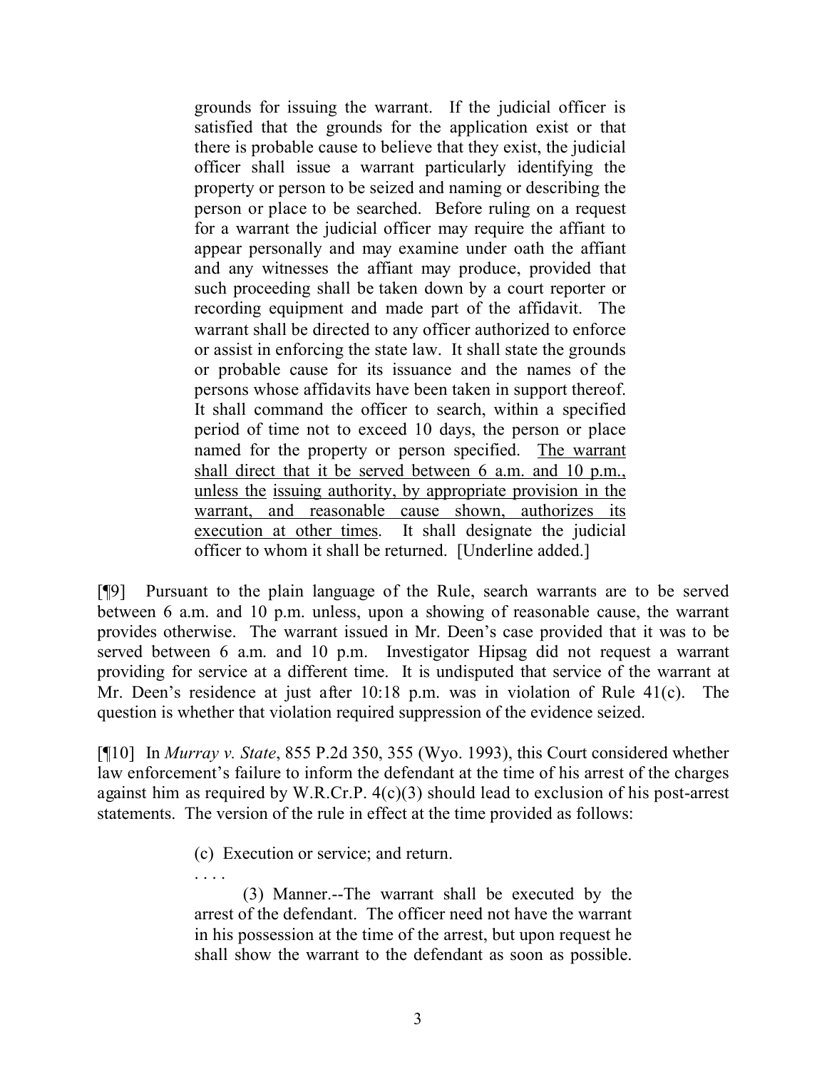> grounds for issuing the warrant. If the judicial officer is satisfied that the grounds for the application exist or that there is probable cause to believe that they exist, the judicial officer shall issue a warrant particularly identifying the property or person to be seized and naming or describing the person or place to be searched. Before ruling on a request for a warrant the judicial officer may require the affiant to appear personally and may examine under oath the affiant and any witnesses the affiant may produce, provided that such proceeding shall be taken down by a court reporter or recording equipment and made part of the affidavit. The warrant shall be directed to any officer authorized to enforce or assist in enforcing the state law. It shall state the grounds or probable cause for its issuance and the names of the persons whose affidavits have been taken in support thereof. It shall command the officer to search, within a specified period of time not to exceed 10 days, the person or place named for the property or person specified. <u>The warrant shall direct that it be served between 6 a.m. and 10 p.m., unless the issuing authority, by appropriate provision in the warrant, and reasonable cause shown, authorizes its execution at other times</u>. It shall designate the judicial officer to whom it shall be returned. [Underline added.]

[¶9] Pursuant to the plain language of the Rule, search warrants are to be served between 6 a.m. and 10 p.m. unless, upon a showing of reasonable cause, the warrant provides otherwise. The warrant issued in Mr. Deen's case provided that it was to be served between 6 a.m. and 10 p.m. Investigator Hipsag did not request a warrant providing for service at a different time. It is undisputed that service of the warrant at Mr. Deen's residence at just after 10:18 p.m. was in violation of Rule 41(c). The question is whether that violation required suppression of the evidence seized.

[¶10] In *Murray v. State*, 855 P.2d 350, 355 (Wyo. 1993), this Court considered whether law enforcement's failure to inform the defendant at the time of his arrest of the charges against him as required by W.R.Cr.P. 4(c)(3) should lead to exclusion of his post-arrest statements. The version of the rule in effect at the time provided as follows:

> (c) Execution or service; and return.
>
> . . . .
>
> (3) Manner.--The warrant shall be executed by the arrest of the defendant. The officer need not have the warrant in his possession at the time of the arrest, but upon request he shall show the warrant to the defendant as soon as possible.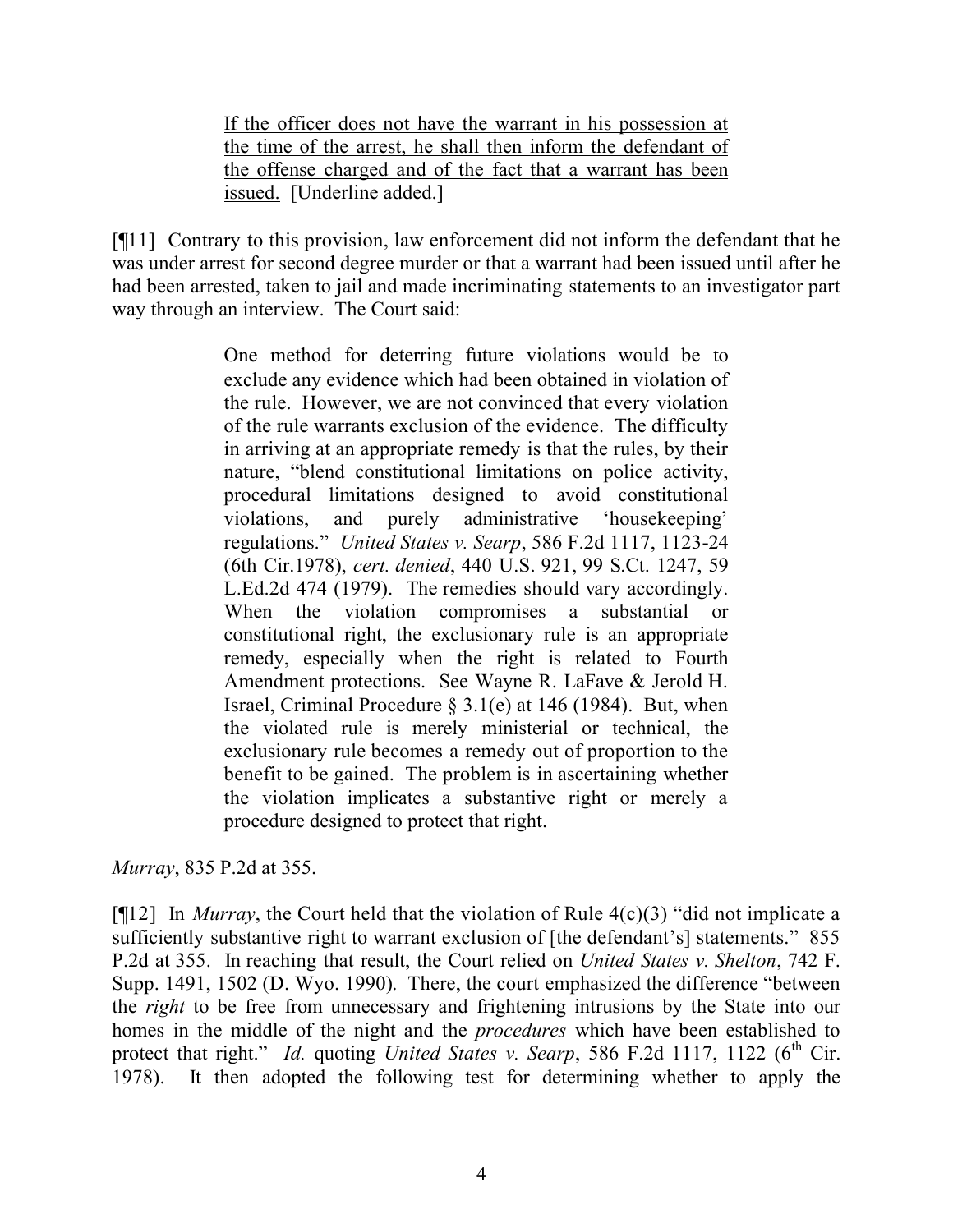> <u>If the officer does not have the warrant in his possession at the time of the arrest, he shall then inform the defendant of the offense charged and of the fact that a warrant has been issued.</u> [Underline added.]

[¶11] Contrary to this provision, law enforcement did not inform the defendant that he was under arrest for second degree murder or that a warrant had been issued until after he had been arrested, taken to jail and made incriminating statements to an investigator part way through an interview. The Court said:

> One method for deterring future violations would be to exclude any evidence which had been obtained in violation of the rule. However, we are not convinced that every violation of the rule warrants exclusion of the evidence. The difficulty in arriving at an appropriate remedy is that the rules, by their nature, "blend constitutional limitations on police activity, procedural limitations designed to avoid constitutional violations, and purely administrative 'housekeeping' regulations." *United States v. Searp*, 586 F.2d 1117, 1123-24 (6th Cir.1978), *cert. denied*, 440 U.S. 921, 99 S.Ct. 1247, 59 L.Ed.2d 474 (1979). The remedies should vary accordingly. When the violation compromises a substantial or constitutional right, the exclusionary rule is an appropriate remedy, especially when the right is related to Fourth Amendment protections. See Wayne R. LaFave & Jerold H. Israel, Criminal Procedure § 3.1(e) at 146 (1984). But, when the violated rule is merely ministerial or technical, the exclusionary rule becomes a remedy out of proportion to the benefit to be gained. The problem is in ascertaining whether the violation implicates a substantive right or merely a procedure designed to protect that right.

*Murray*, 835 P.2d at 355.

[¶12] In *Murray*, the Court held that the violation of Rule 4(c)(3) "did not implicate a sufficiently substantive right to warrant exclusion of [the defendant's] statements." 855 P.2d at 355. In reaching that result, the Court relied on *United States v. Shelton*, 742 F. Supp. 1491, 1502 (D. Wyo. 1990). There, the court emphasized the difference "between the *right* to be free from unnecessary and frightening intrusions by the State into our homes in the middle of the night and the *procedures* which have been established to protect that right." *Id.* quoting *United States v. Searp*, 586 F.2d 1117, 1122 (6th Cir. 1978). It then adopted the following test for determining whether to apply the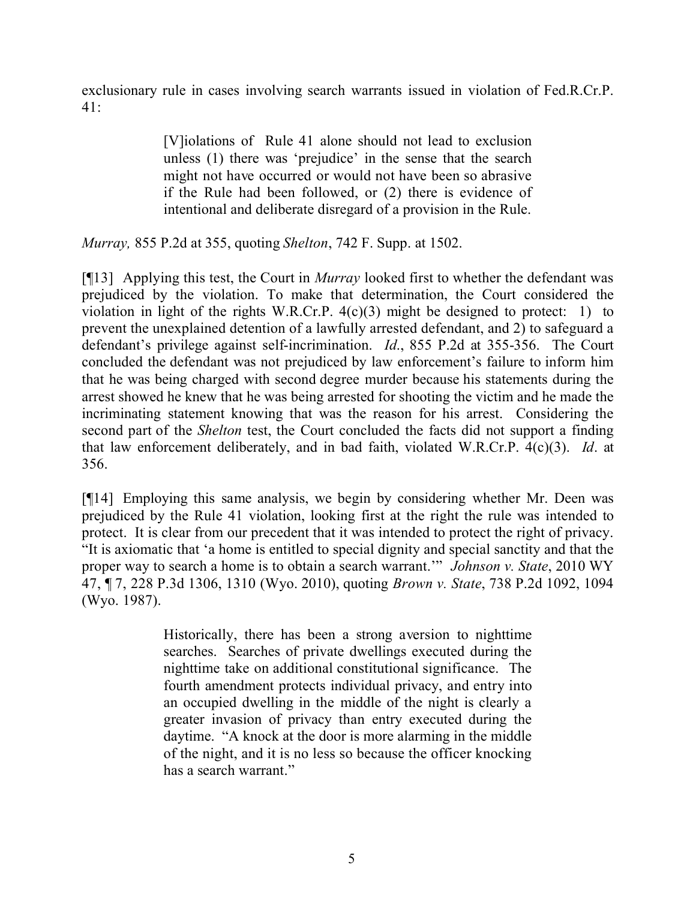exclusionary rule in cases involving search warrants issued in violation of Fed.R.Cr.P. 41:

> [V]iolations of Rule 41 alone should not lead to exclusion unless (1) there was 'prejudice' in the sense that the search might not have occurred or would not have been so abrasive if the Rule had been followed, or (2) there is evidence of intentional and deliberate disregard of a provision in the Rule.

*Murray,* 855 P.2d at 355, quoting *Shelton*, 742 F. Supp. at 1502.

[¶13] Applying this test, the Court in *Murray* looked first to whether the defendant was prejudiced by the violation. To make that determination, the Court considered the violation in light of the rights W.R.Cr.P. 4(c)(3) might be designed to protect: 1) to prevent the unexplained detention of a lawfully arrested defendant, and 2) to safeguard a defendant's privilege against self-incrimination. *Id.*, 855 P.2d at 355-356. The Court concluded the defendant was not prejudiced by law enforcement's failure to inform him that he was being charged with second degree murder because his statements during the arrest showed he knew that he was being arrested for shooting the victim and he made the incriminating statement knowing that was the reason for his arrest. Considering the second part of the *Shelton* test, the Court concluded the facts did not support a finding that law enforcement deliberately, and in bad faith, violated W.R.Cr.P. 4(c)(3). *Id*. at 356.

[¶14] Employing this same analysis, we begin by considering whether Mr. Deen was prejudiced by the Rule 41 violation, looking first at the right the rule was intended to protect. It is clear from our precedent that it was intended to protect the right of privacy. "It is axiomatic that 'a home is entitled to special dignity and special sanctity and that the proper way to search a home is to obtain a search warrant.'" *Johnson v. State*, 2010 WY 47, ¶ 7, 228 P.3d 1306, 1310 (Wyo. 2010), quoting *Brown v. State*, 738 P.2d 1092, 1094 (Wyo. 1987).

> Historically, there has been a strong aversion to nighttime searches. Searches of private dwellings executed during the nighttime take on additional constitutional significance. The fourth amendment protects individual privacy, and entry into an occupied dwelling in the middle of the night is clearly a greater invasion of privacy than entry executed during the daytime. "A knock at the door is more alarming in the middle of the night, and it is no less so because the officer knocking has a search warrant."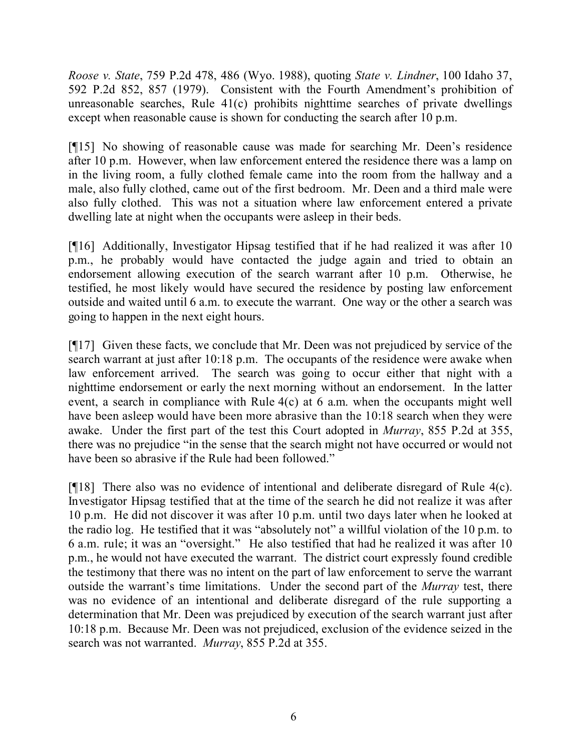*Roose v. State*, 759 P.2d 478, 486 (Wyo. 1988), quoting *State v. Lindner*, 100 Idaho 37, 592 P.2d 852, 857 (1979). Consistent with the Fourth Amendment's prohibition of unreasonable searches, Rule 41(c) prohibits nighttime searches of private dwellings except when reasonable cause is shown for conducting the search after 10 p.m.

[¶15] No showing of reasonable cause was made for searching Mr. Deen's residence after 10 p.m. However, when law enforcement entered the residence there was a lamp on in the living room, a fully clothed female came into the room from the hallway and a male, also fully clothed, came out of the first bedroom. Mr. Deen and a third male were also fully clothed. This was not a situation where law enforcement entered a private dwelling late at night when the occupants were asleep in their beds.

[¶16] Additionally, Investigator Hipsag testified that if he had realized it was after 10 p.m., he probably would have contacted the judge again and tried to obtain an endorsement allowing execution of the search warrant after 10 p.m. Otherwise, he testified, he most likely would have secured the residence by posting law enforcement outside and waited until 6 a.m. to execute the warrant. One way or the other a search was going to happen in the next eight hours.

[¶17] Given these facts, we conclude that Mr. Deen was not prejudiced by service of the search warrant at just after 10:18 p.m. The occupants of the residence were awake when law enforcement arrived. The search was going to occur either that night with a nighttime endorsement or early the next morning without an endorsement. In the latter event, a search in compliance with Rule 4(c) at 6 a.m. when the occupants might well have been asleep would have been more abrasive than the 10:18 search when they were awake. Under the first part of the test this Court adopted in *Murray*, 855 P.2d at 355, there was no prejudice "in the sense that the search might not have occurred or would not have been so abrasive if the Rule had been followed."

[¶18] There also was no evidence of intentional and deliberate disregard of Rule 4(c). Investigator Hipsag testified that at the time of the search he did not realize it was after 10 p.m. He did not discover it was after 10 p.m. until two days later when he looked at the radio log. He testified that it was "absolutely not" a willful violation of the 10 p.m. to 6 a.m. rule; it was an "oversight." He also testified that had he realized it was after 10 p.m., he would not have executed the warrant. The district court expressly found credible the testimony that there was no intent on the part of law enforcement to serve the warrant outside the warrant's time limitations. Under the second part of the *Murray* test, there was no evidence of an intentional and deliberate disregard of the rule supporting a determination that Mr. Deen was prejudiced by execution of the search warrant just after 10:18 p.m. Because Mr. Deen was not prejudiced, exclusion of the evidence seized in the search was not warranted. *Murray*, 855 P.2d at 355.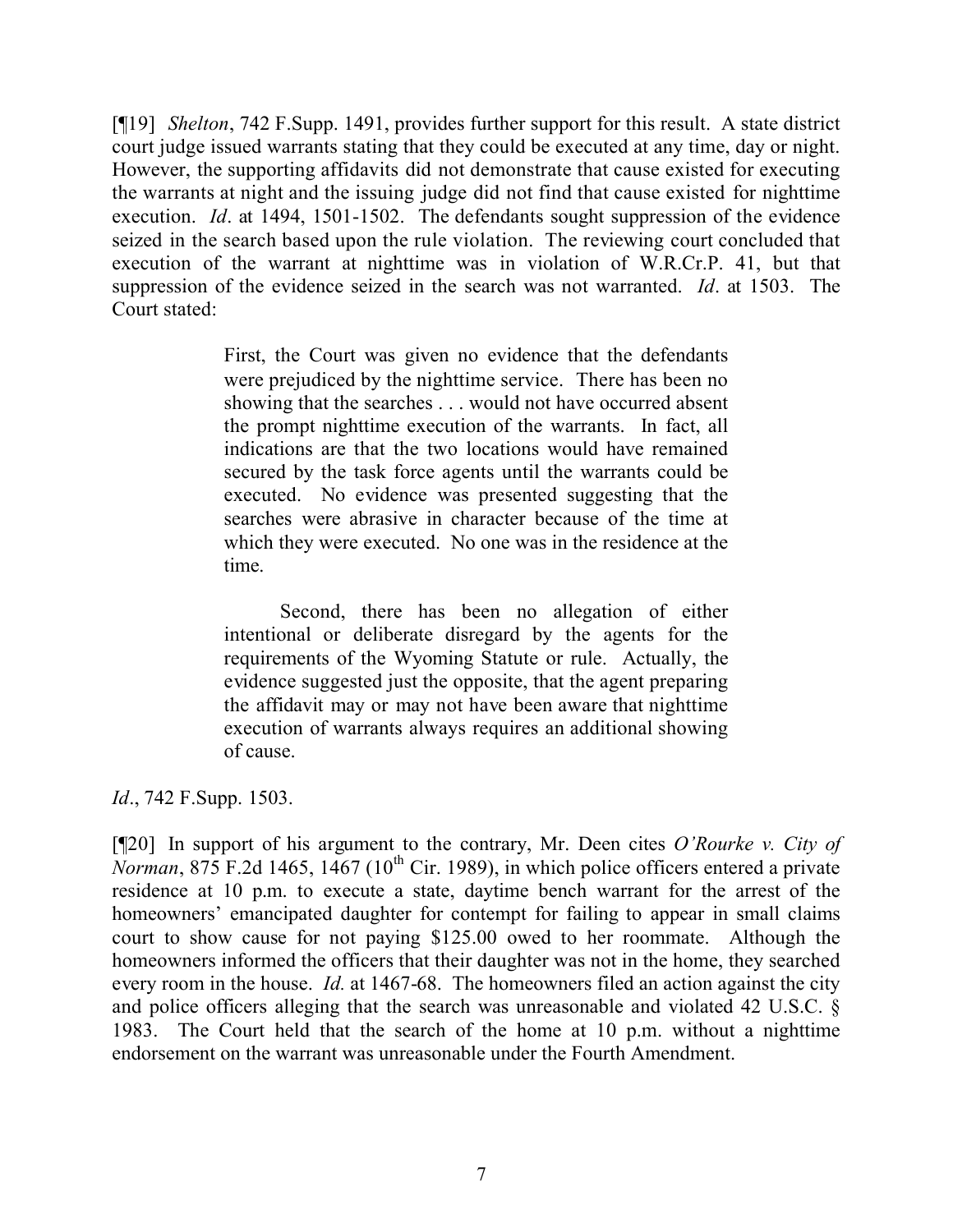[¶19] *Shelton*, 742 F.Supp. 1491, provides further support for this result. A state district court judge issued warrants stating that they could be executed at any time, day or night. However, the supporting affidavits did not demonstrate that cause existed for executing the warrants at night and the issuing judge did not find that cause existed for nighttime execution. *Id*. at 1494, 1501-1502. The defendants sought suppression of the evidence seized in the search based upon the rule violation. The reviewing court concluded that execution of the warrant at nighttime was in violation of W.R.Cr.P. 41, but that suppression of the evidence seized in the search was not warranted. *Id*. at 1503. The Court stated:

> First, the Court was given no evidence that the defendants were prejudiced by the nighttime service. There has been no showing that the searches . . . would not have occurred absent the prompt nighttime execution of the warrants. In fact, all indications are that the two locations would have remained secured by the task force agents until the warrants could be executed. No evidence was presented suggesting that the searches were abrasive in character because of the time at which they were executed. No one was in the residence at the time.
>
> Second, there has been no allegation of either intentional or deliberate disregard by the agents for the requirements of the Wyoming Statute or rule. Actually, the evidence suggested just the opposite, that the agent preparing the affidavit may or may not have been aware that nighttime execution of warrants always requires an additional showing of cause.

*Id*., 742 F.Supp. 1503.

[¶20] In support of his argument to the contrary, Mr. Deen cites *O'Rourke v. City of Norman*, 875 F.2d 1465, 1467 (10th Cir. 1989), in which police officers entered a private residence at 10 p.m. to execute a state, daytime bench warrant for the arrest of the homeowners' emancipated daughter for contempt for failing to appear in small claims court to show cause for not paying $125.00 owed to her roommate. Although the homeowners informed the officers that their daughter was not in the home, they searched every room in the house. *Id.* at 1467-68. The homeowners filed an action against the city and police officers alleging that the search was unreasonable and violated 42 U.S.C. § 1983. The Court held that the search of the home at 10 p.m. without a nighttime endorsement on the warrant was unreasonable under the Fourth Amendment.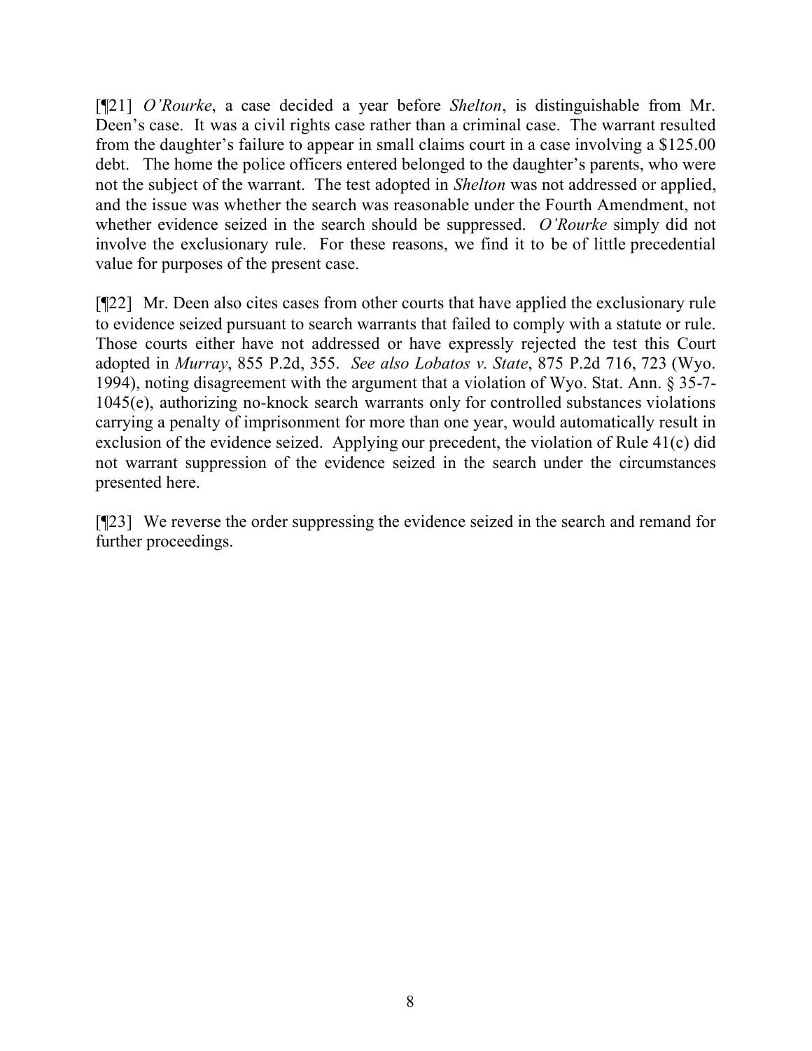[¶21] *O'Rourke*, a case decided a year before *Shelton*, is distinguishable from Mr. Deen's case. It was a civil rights case rather than a criminal case. The warrant resulted from the daughter's failure to appear in small claims court in a case involving a $125.00 debt. The home the police officers entered belonged to the daughter's parents, who were not the subject of the warrant. The test adopted in *Shelton* was not addressed or applied, and the issue was whether the search was reasonable under the Fourth Amendment, not whether evidence seized in the search should be suppressed. *O'Rourke* simply did not involve the exclusionary rule. For these reasons, we find it to be of little precedential value for purposes of the present case.

[¶22] Mr. Deen also cites cases from other courts that have applied the exclusionary rule to evidence seized pursuant to search warrants that failed to comply with a statute or rule. Those courts either have not addressed or have expressly rejected the test this Court adopted in *Murray*, 855 P.2d, 355. *See also Lobatos v. State*, 875 P.2d 716, 723 (Wyo. 1994), noting disagreement with the argument that a violation of Wyo. Stat. Ann. § 35-7-1045(e), authorizing no-knock search warrants only for controlled substances violations carrying a penalty of imprisonment for more than one year, would automatically result in exclusion of the evidence seized. Applying our precedent, the violation of Rule 41(c) did not warrant suppression of the evidence seized in the search under the circumstances presented here.

[¶23] We reverse the order suppressing the evidence seized in the search and remand for further proceedings.